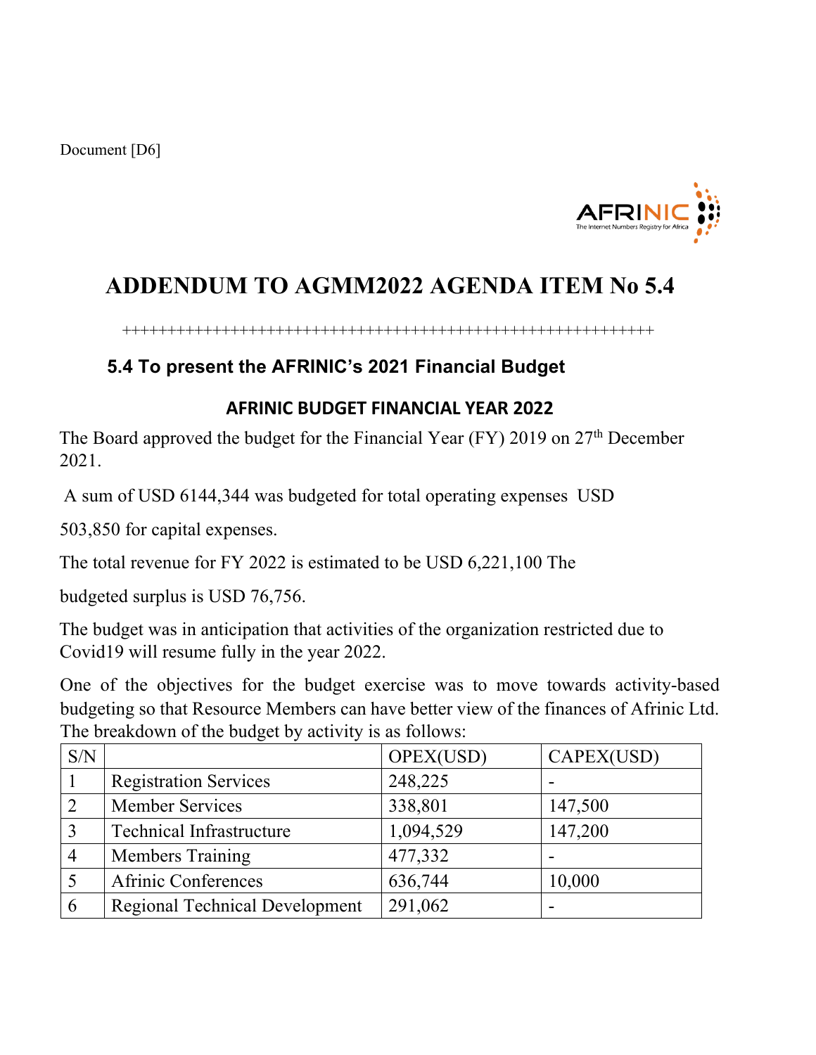Document [D6]

# ADDENDUM TO AGMM2022 AGENDA ITEM No 5.4

++++++++++++++++++++++++++++++++++++++++++++++++++++++++++++

## 5.4 To present the AFRINIC's 2021 Financial Budget

### AFRINIC BUDGET FINANCIAL YEAR 2022

The Board approved the budget for the Financial Year (FY) 2019 on 27th December 2021.

A sum of USD 6144,344 was budgeted for total operating expenses USD 503,850 for capital expenses.

The total revenue for FY 2022 is estimated to be USD 6,221,100 The budgeted surplus is USD 76,756.

The budget was in anticipation that activities of the organization restricted due to Covid19 will resume fully in the year 2022.

One of the objectives for the budget exercise was to move towards activity-based budgeting so that Resource Members can have better view of the finances of Afrinic Ltd. The breakdown of the budget by activity is as follows:

| S/N | | OPEX(USD) | CAPEX(USD) |
|---|---|---|---|
| 1 | Registration Services | 248,225 | - |
| 2 | Member Services | 338,801 | 147,500 |
| 3 | Technical Infrastructure | 1,094,529 | 147,200 |
| 4 | Members Training | 477,332 | - |
| 5 | Afrinic Conferences | 636,744 | 10,000 |
| 6 | Regional Technical Development | 291,062 | - |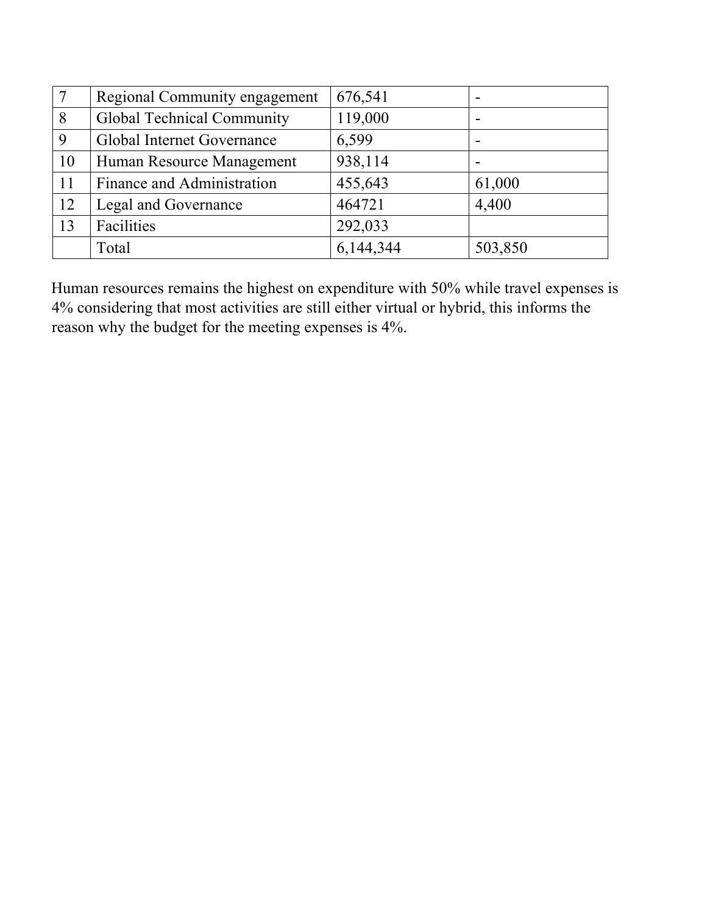| | | | |
|---|---|---|---|
| 7 | Regional Community engagement | 676,541 | - |
| 8 | Global Technical Community | 119,000 | - |
| 9 | Global Internet Governance | 6,599 | - |
| 10 | Human Resource Management | 938,114 | - |
| 11 | Finance and Administration | 455,643 | 61,000 |
| 12 | Legal and Governance | 464721 | 4,400 |
| 13 | Facilities | 292,033 | |
| | Total | 6,144,344 | 503,850 |

Human resources remains the highest on expenditure with 50% while travel expenses is 4% considering that most activities are still either virtual or hybrid, this informs the reason why the budget for the meeting expenses is 4%.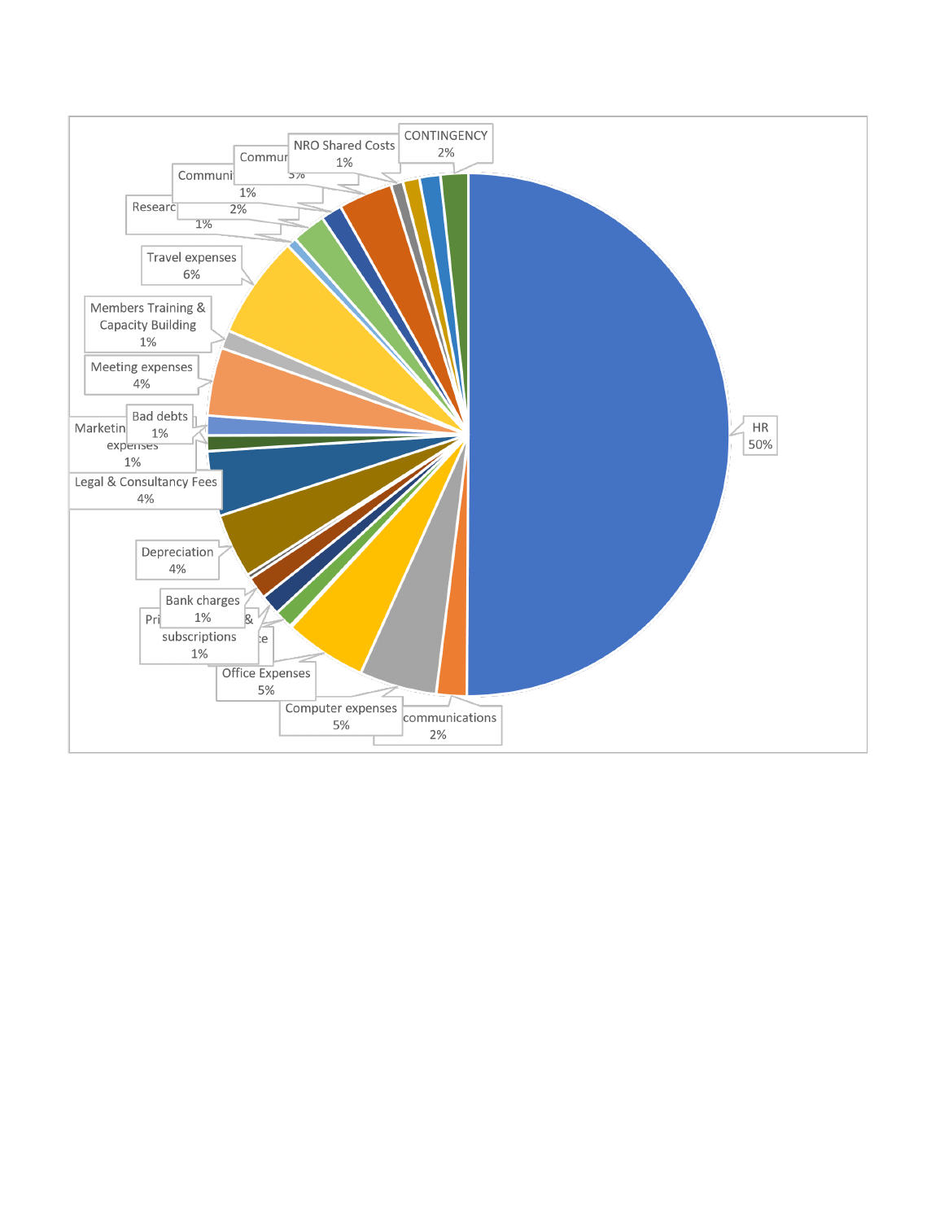CONTINGENCY
2%

NRO Shared Costs
1%

Commun
3%

Communi
1%

2%

Researc
1%

Travel expenses
6%

Members Training &
Capacity Building
1%

Meeting expenses
4%

Bad debts
1%

Marketin
expenses
1%

Legal & Consultancy Fees
4%

Depreciation
4%

Bank charges
1%

Pri &
subscriptions
1%

ce

Office Expenses
5%

Computer expenses
5%

communications
2%

HR
50%